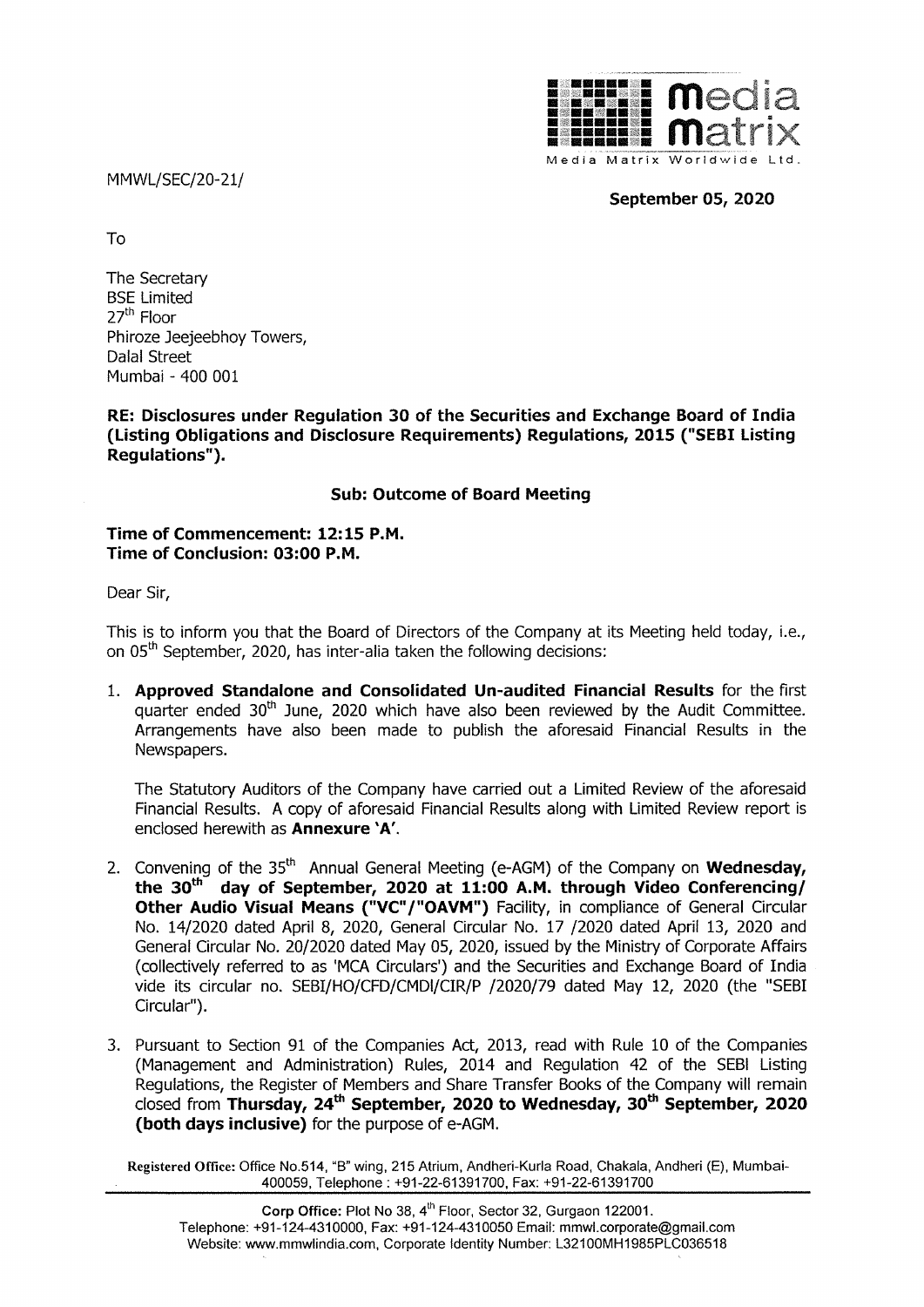MMWL/SEC/20-21/

**September 05, 2020**

To

The Secretary
BSE Limited
27th Floor
Phiroze Jeejeebhoy Towers,
Dalal Street
Mumbai - 400 001

**RE: Disclosures under Regulation 30 of the Securities and Exchange Board of India (Listing Obligations and Disclosure Requirements) Regulations, 2015 ("SEBI Listing Regulations").**

**Sub: Outcome of Board Meeting**

**Time of Commencement: 12:15 P.M.**
**Time of Conclusion: 03:00 P.M.**

Dear Sir,

This is to inform you that the Board of Directors of the Company at its Meeting held today, i.e., on 05th September, 2020, has inter-alia taken the following decisions:

1. **Approved Standalone and Consolidated Un-audited Financial Results** for the first quarter ended 30th June, 2020 which have also been reviewed by the Audit Committee. Arrangements have also been made to publish the aforesaid Financial Results in the Newspapers.

   The Statutory Auditors of the Company have carried out a Limited Review of the aforesaid Financial Results. A copy of aforesaid Financial Results along with Limited Review report is enclosed herewith as **Annexure 'A'**.

2. Convening of the 35th Annual General Meeting (e-AGM) of the Company on **Wednesday, the 30th day of September, 2020 at 11:00 A.M. through Video Conferencing/ Other Audio Visual Means ("VC"/"OAVM")** Facility, in compliance of General Circular No. 14/2020 dated April 8, 2020, General Circular No. 17 /2020 dated April 13, 2020 and General Circular No. 20/2020 dated May 05, 2020, issued by the Ministry of Corporate Affairs (collectively referred to as 'MCA Circulars') and the Securities and Exchange Board of India vide its circular no. SEBI/HO/CFD/CMDl/CIR/P /2020/79 dated May 12, 2020 (the "SEBI Circular").

3. Pursuant to Section 91 of the Companies Act, 2013, read with Rule 10 of the Companies (Management and Administration) Rules, 2014 and Regulation 42 of the SEBI Listing Regulations, the Register of Members and Share Transfer Books of the Company will remain closed from **Thursday, 24th September, 2020 to Wednesday, 30th September, 2020 (both days inclusive)** for the purpose of e-AGM.

**Registered Office:** Office No.514, "B" wing, 215 Atrium, Andheri-Kurla Road, Chakala, Andheri (E), Mumbai-400059, Telephone : +91-22-61391700, Fax: +91-22-61391700

**Corp Office:** Plot No 38, 4th Floor, Sector 32, Gurgaon 122001.
Telephone: +91-124-4310000, Fax: +91-124-4310050 Email: mmwl.corporate@gmail.com
Website: www.mmwlindia.com, Corporate Identity Number: L32100MH1985PLC036518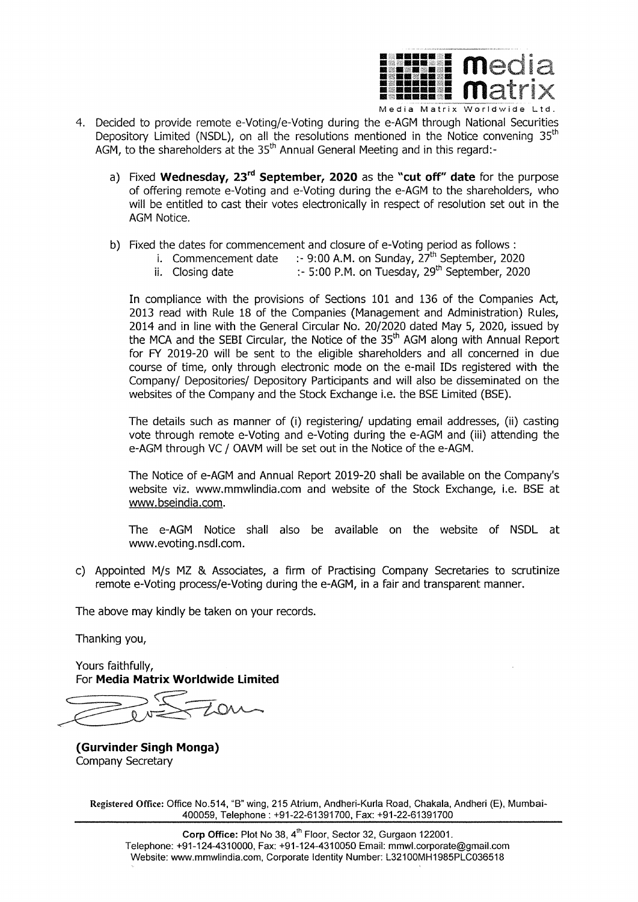4. Decided to provide remote e-Voting/e-Voting during the e-AGM through National Securities Depository Limited (NSDL), on all the resolutions mentioned in the Notice convening 35th AGM, to the shareholders at the 35th Annual General Meeting and in this regard:-

   a) Fixed **Wednesday, 23rd September, 2020** as the **"cut off" date** for the purpose of offering remote e-Voting and e-Voting during the e-AGM to the shareholders, who will be entitled to cast their votes electronically in respect of resolution set out in the AGM Notice.

   b) Fixed the dates for commencement and closure of e-Voting period as follows :

      i. Commencement date :- 9:00 A.M. on Sunday, 27th September, 2020
      ii. Closing date :- 5:00 P.M. on Tuesday, 29th September, 2020

   In compliance with the provisions of Sections 101 and 136 of the Companies Act, 2013 read with Rule 18 of the Companies (Management and Administration) Rules, 2014 and in line with the General Circular No. 20/2020 dated May 5, 2020, issued by the MCA and the SEBI Circular, the Notice of the 35th AGM along with Annual Report for FY 2019-20 will be sent to the eligible shareholders and all concerned in due course of time, only through electronic mode on the e-mail IDs registered with the Company/ Depositories/ Depository Participants and will also be disseminated on the websites of the Company and the Stock Exchange i.e. the BSE Limited (BSE).

   The details such as manner of (i) registering/ updating email addresses, (ii) casting vote through remote e-Voting and e-Voting during the e-AGM and (iii) attending the e-AGM through VC / OAVM will be set out in the Notice of the e-AGM.

   The Notice of e-AGM and Annual Report 2019-20 shall be available on the Company's website viz. www.mmwlindia.com and website of the Stock Exchange, i.e. BSE at www.bseindia.com.

   The e-AGM Notice shall also be available on the website of NSDL at www.evoting.nsdl.com.

   c) Appointed M/s MZ & Associates, a firm of Practising Company Secretaries to scrutinize remote e-Voting process/e-Voting during the e-AGM, in a fair and transparent manner.

The above may kindly be taken on your records.

Thanking you,

Yours faithfully,
For **Media Matrix Worldwide Limited**

**(Gurvinder Singh Monga)**
Company Secretary

Registered Office: Office No.514, "B" wing, 215 Atrium, Andheri-Kurla Road, Chakala, Andheri (E), Mumbai-400059, Telephone : +91-22-61391700, Fax: +91-22-61391700

**Corp Office:** Plot No 38, 4th Floor, Sector 32, Gurgaon 122001.
Telephone: +91-124-4310000, Fax: +91-124-4310050 Email: mmwl.corporate@gmail.com
Website: www.mmwlindia.com, Corporate Identity Number: L32100MH1985PLC036518